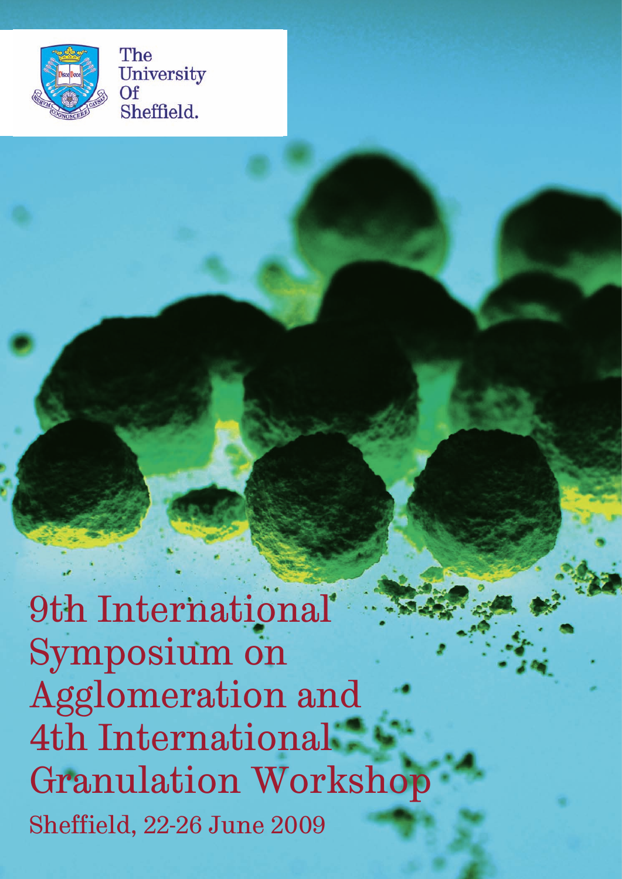The University Of Sheffield.

# 9th International Symposium on Agglomeration and 4th International Granulation Workshop

Sheffield, 22-26 June 2009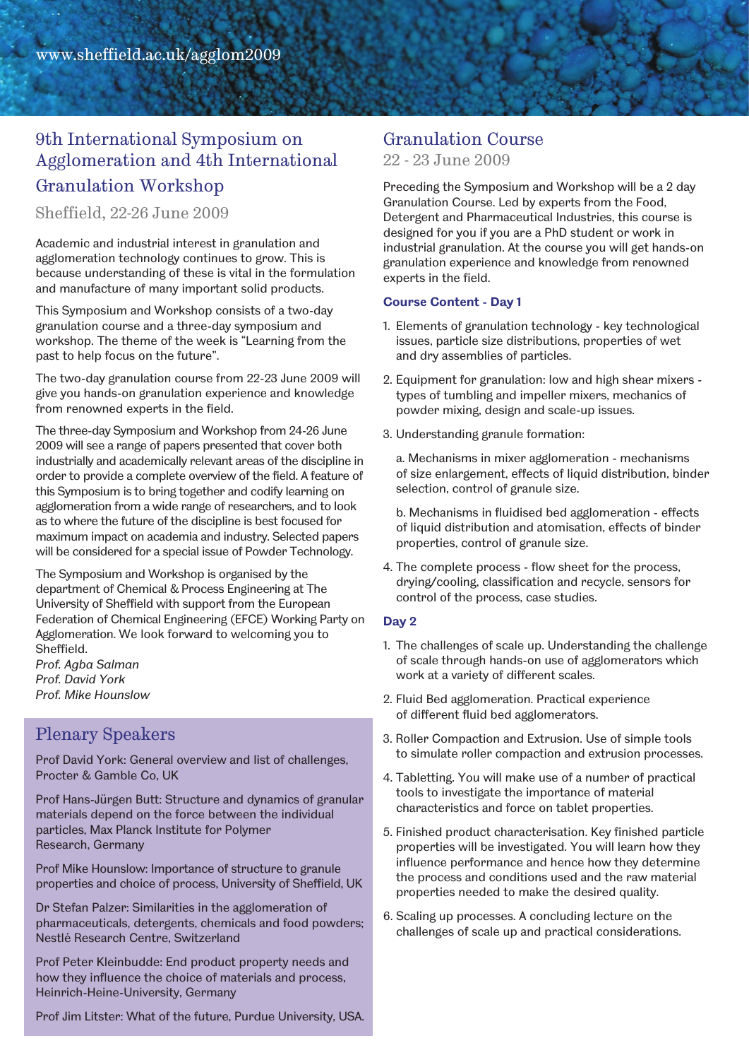www.sheffield.ac.uk/agglom2009

## 9th International Symposium on Agglomeration and 4th International Granulation Workshop

Sheffield, 22-26 June 2009

Academic and industrial interest in granulation and agglomeration technology continues to grow. This is because understanding of these is vital in the formulation and manufacture of many important solid products.

This Symposium and Workshop consists of a two-day granulation course and a three-day symposium and workshop. The theme of the week is "Learning from the past to help focus on the future".

The two-day granulation course from 22-23 June 2009 will give you hands-on granulation experience and knowledge from renowned experts in the field.

The three-day Symposium and Workshop from 24-26 June 2009 will see a range of papers presented that cover both industrially and academically relevant areas of the discipline in order to provide a complete overview of the field. A feature of this Symposium is to bring together and codify learning on agglomeration from a wide range of researchers, and to look as to where the future of the discipline is best focused for maximum impact on academia and industry. Selected papers will be considered for a special issue of Powder Technology.

The Symposium and Workshop is organised by the department of Chemical & Process Engineering at The University of Sheffield with support from the European Federation of Chemical Engineering (EFCE) Working Party on Agglomeration. We look forward to welcoming you to Sheffield.

*Prof. Agba Salman*
*Prof. David York*
*Prof. Mike Hounslow*

## Plenary Speakers

Prof David York: General overview and list of challenges, Procter & Gamble Co, UK

Prof Hans-Jürgen Butt: Structure and dynamics of granular materials depend on the force between the individual particles, Max Planck Institute for Polymer Research, Germany

Prof Mike Hounslow: Importance of structure to granule properties and choice of process, University of Sheffield, UK

Dr Stefan Palzer: Similarities in the agglomeration of pharmaceuticals, detergents, chemicals and food powders; Nestlé Research Centre, Switzerland

Prof Peter Kleinbudde: End product property needs and how they influence the choice of materials and process, Heinrich-Heine-University, Germany

Prof Jim Litster: What of the future, Purdue University, USA.

## Granulation Course

22 - 23 June 2009

Preceding the Symposium and Workshop will be a 2 day Granulation Course. Led by experts from the Food, Detergent and Pharmaceutical Industries, this course is designed for you if you are a PhD student or work in industrial granulation. At the course you will get hands-on granulation experience and knowledge from renowned experts in the field.

### Course Content - Day 1

1. Elements of granulation technology - key technological issues, particle size distributions, properties of wet and dry assemblies of particles.
2. Equipment for granulation: low and high shear mixers - types of tumbling and impeller mixers, mechanics of powder mixing, design and scale-up issues.
3. Understanding granule formation:

   a. Mechanisms in mixer agglomeration - mechanisms of size enlargement, effects of liquid distribution, binder selection, control of granule size.

   b. Mechanisms in fluidised bed agglomeration - effects of liquid distribution and atomisation, effects of binder properties, control of granule size.
4. The complete process - flow sheet for the process, drying/cooling, classification and recycle, sensors for control of the process, case studies.

### Day 2

1. The challenges of scale up. Understanding the challenge of scale through hands-on use of agglomerators which work at a variety of different scales.
2. Fluid Bed agglomeration. Practical experience of different fluid bed agglomerators.
3. Roller Compaction and Extrusion. Use of simple tools to simulate roller compaction and extrusion processes.
4. Tabletting. You will make use of a number of practical tools to investigate the importance of material characteristics and force on tablet properties.
5. Finished product characterisation. Key finished particle properties will be investigated. You will learn how they influence performance and hence how they determine the process and conditions used and the raw material properties needed to make the desired quality.
6. Scaling up processes. A concluding lecture on the challenges of scale up and practical considerations.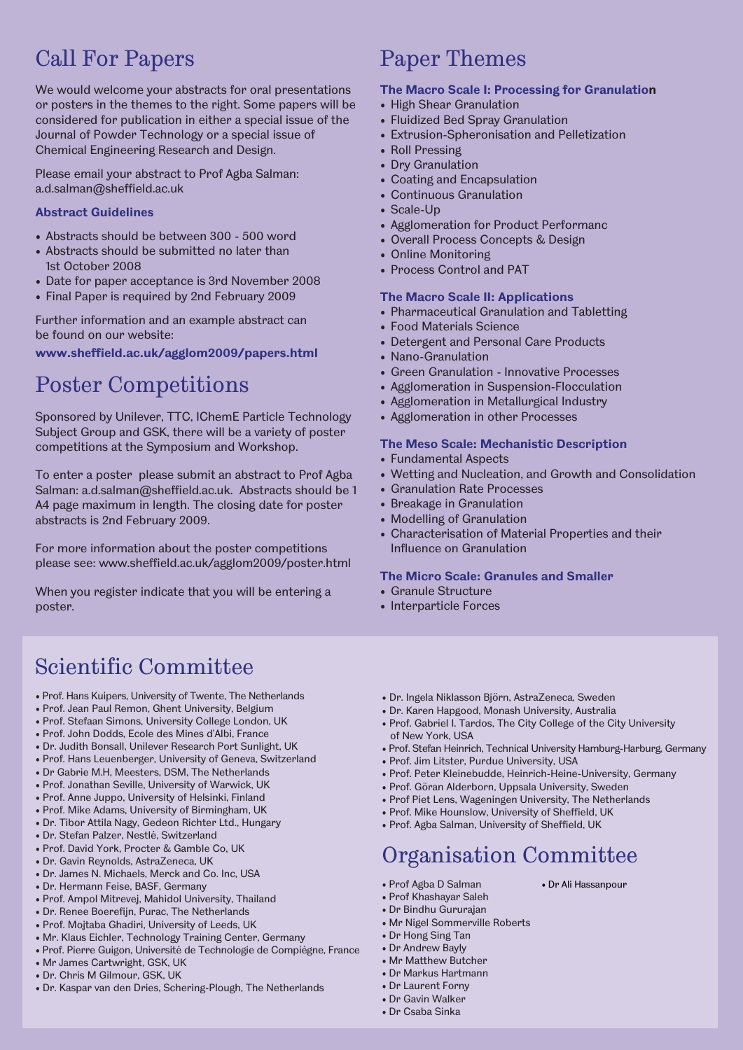## Call For Papers

We would welcome your abstracts for oral presentations or posters in the themes to the right. Some papers will be considered for publication in either a special issue of the Journal of Powder Technology or a special issue of Chemical Engineering Research and Design.

Please email your abstract to Prof Agba Salman: a.d.salman@sheffield.ac.uk

### Abstract Guidelines

- Abstracts should be between 300 - 500 word
- Abstracts should be submitted no later than 1st October 2008
- Date for paper acceptance is 3rd November 2008
- Final Paper is required by 2nd February 2009

Further information and an example abstract can be found on our website:

**www.sheffield.ac.uk/agglom2009/papers.html**

## Poster Competitions

Sponsored by Unilever, TTC, IChemE Particle Technology Subject Group and GSK, there will be a variety of poster competitions at the Symposium and Workshop.

To enter a poster please submit an abstract to Prof Agba Salman: a.d.salman@sheffield.ac.uk. Abstracts should be 1 A4 page maximum in length. The closing date for poster abstracts is 2nd February 2009.

For more information about the poster competitions please see: www.sheffield.ac.uk/agglom2009/poster.html

When you register indicate that you will be entering a poster.

## Paper Themes

### The Macro Scale I: Processing for Granulation

- High Shear Granulation
- Fluidized Bed Spray Granulation
- Extrusion-Spheronisation and Pelletization
- Roll Pressing
- Dry Granulation
- Coating and Encapsulation
- Continuous Granulation
- Scale-Up
- Agglomeration for Product Performanc
- Overall Process Concepts & Design
- Online Monitoring
- Process Control and PAT

### The Macro Scale II: Applications

- Pharmaceutical Granulation and Tabletting
- Food Materials Science
- Detergent and Personal Care Products
- Nano-Granulation
- Green Granulation - Innovative Processes
- Agglomeration in Suspension-Flocculation
- Agglomeration in Metallurgical Industry
- Agglomeration in other Processes

### The Meso Scale: Mechanistic Description

- Fundamental Aspects
- Wetting and Nucleation, and Growth and Consolidation
- Granulation Rate Processes
- Breakage in Granulation
- Modelling of Granulation
- Characterisation of Material Properties and their Influence on Granulation

### The Micro Scale: Granules and Smaller

- Granule Structure
- Interparticle Forces

## Scientific Committee

- Prof. Hans Kuipers, University of Twente, The Netherlands
- Prof. Jean Paul Remon, Ghent University, Belgium
- Prof. Stefaan Simons, University College London, UK
- Prof. John Dodds, Ecole des Mines d'Albi, France
- Dr. Judith Bonsall, Unilever Research Port Sunlight, UK
- Prof. Hans Leuenberger, University of Geneva, Switzerland
- Dr Gabrie M.H, Meesters, DSM, The Netherlands
- Prof. Jonathan Seville, University of Warwick, UK
- Prof. Anne Juppo, University of Helsinki, Finland
- Prof. Mike Adams, University of Birmingham, UK
- Dr. Tibor Attila Nagy, Gedeon Richter Ltd., Hungary
- Dr. Stefan Palzer, Nestlé, Switzerland
- Prof. David York, Procter & Gamble Co, UK
- Dr. Gavin Reynolds, AstraZeneca, UK
- Dr. James N. Michaels, Merck and Co. Inc, USA
- Dr. Hermann Feise, BASF, Germany
- Prof. Ampol Mitrevej, Mahidol University, Thailand
- Dr. Renee Boerefijn, Purac, The Netherlands
- Prof. Mojtaba Ghadiri, University of Leeds, UK
- Mr. Klaus Eichler, Technology Training Center, Germany
- Prof. Pierre Guigon, Université de Technologie de Compiègne, France
- Mr James Cartwright, GSK, UK
- Dr. Chris M Gilmour, GSK, UK
- Dr. Kaspar van den Dries, Schering-Plough, The Netherlands
- Dr. Ingela Niklasson Björn, AstraZeneca, Sweden
- Dr. Karen Hapgood, Monash University, Australia
- Prof. Gabriel I. Tardos, The City College of the City University of New York, USA
- Prof. Stefan Heinrich, Technical University Hamburg-Harburg, Germany
- Prof. Jim Litster, Purdue University, USA
- Prof. Peter Kleinebudde, Heinrich-Heine-University, Germany
- Prof. Göran Alderborn, Uppsala University, Sweden
- Prof Piet Lens, Wageningen University, The Netherlands
- Prof. Mike Hounslow, University of Sheffield, UK
- Prof. Agba Salman, University of Sheffield, UK

## Organisation Committee

- Prof Agba D Salman
- Prof Khashayar Saleh
- Dr Bindhu Gururajan
- Mr Nigel Sommerville Roberts
- Dr Hong Sing Tan
- Dr Andrew Bayly
- Mr Matthew Butcher
- Dr Markus Hartmann
- Dr Laurent Forny
- Dr Gavin Walker
- Dr Csaba Sinka
- Dr Ali Hassanpour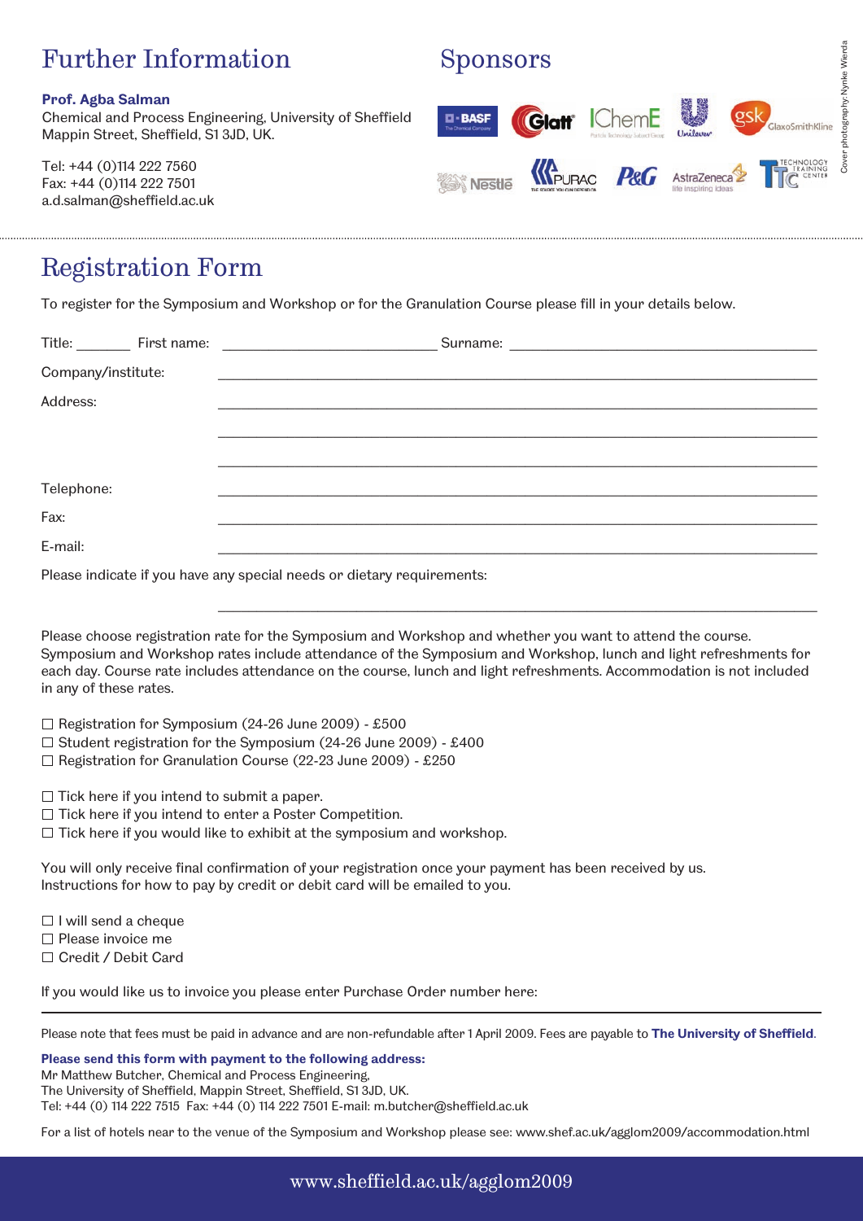# Further Information

**Prof. Agba Salman**
Chemical and Process Engineering, University of Sheffield
Mappin Street, Sheffield, S1 3JD, UK.

Tel: +44 (0)114 222 7560
Fax: +44 (0)114 222 7501
a.d.salman@sheffield.ac.uk

# Sponsors

BASF, Glatt, IChemE, Unilever, GlaxoSmithKline, Nestlé, PURAC, P&G, AstraZeneca, Technology Training Center

Cover photography: Nynke Wierda

# Registration Form

To register for the Symposium and Workshop or for the Granulation Course please fill in your details below.

Title: _______ First name: ___________________________ Surname: ________________________________________

Company/institute: ___________________________________________________________________________

Address: ___________________________________________________________________________

___________________________________________________________________________

___________________________________________________________________________

Telephone: ___________________________________________________________________________

Fax: ___________________________________________________________________________

E-mail: ___________________________________________________________________________

Please indicate if you have any special needs or dietary requirements:

___________________________________________________________________________

Please choose registration rate for the Symposium and Workshop and whether you want to attend the course. Symposium and Workshop rates include attendance of the Symposium and Workshop, lunch and light refreshments for each day. Course rate includes attendance on the course, lunch and light refreshments. Accommodation is not included in any of these rates.

☐ Registration for Symposium (24-26 June 2009) - £500
☐ Student registration for the Symposium (24-26 June 2009) - £400
☐ Registration for Granulation Course (22-23 June 2009) - £250

☐ Tick here if you intend to submit a paper.
☐ Tick here if you intend to enter a Poster Competition.
☐ Tick here if you would like to exhibit at the symposium and workshop.

You will only receive final confirmation of your registration once your payment has been received by us. Instructions for how to pay by credit or debit card will be emailed to you.

☐ I will send a cheque
☐ Please invoice me
☐ Credit / Debit Card

If you would like us to invoice you please enter Purchase Order number here:

___________________________________________________________________________

Please note that fees must be paid in advance and are non-refundable after 1 April 2009. Fees are payable to **The University of Sheffield**.

**Please send this form with payment to the following address:**
Mr Matthew Butcher, Chemical and Process Engineering,
The University of Sheffield, Mappin Street, Sheffield, S1 3JD, UK.
Tel: +44 (0) 114 222 7515 Fax: +44 (0) 114 222 7501 E-mail: m.butcher@sheffield.ac.uk

For a list of hotels near to the venue of the Symposium and Workshop please see: www.shef.ac.uk/agglom2009/accommodation.html

www.sheffield.ac.uk/agglom2009